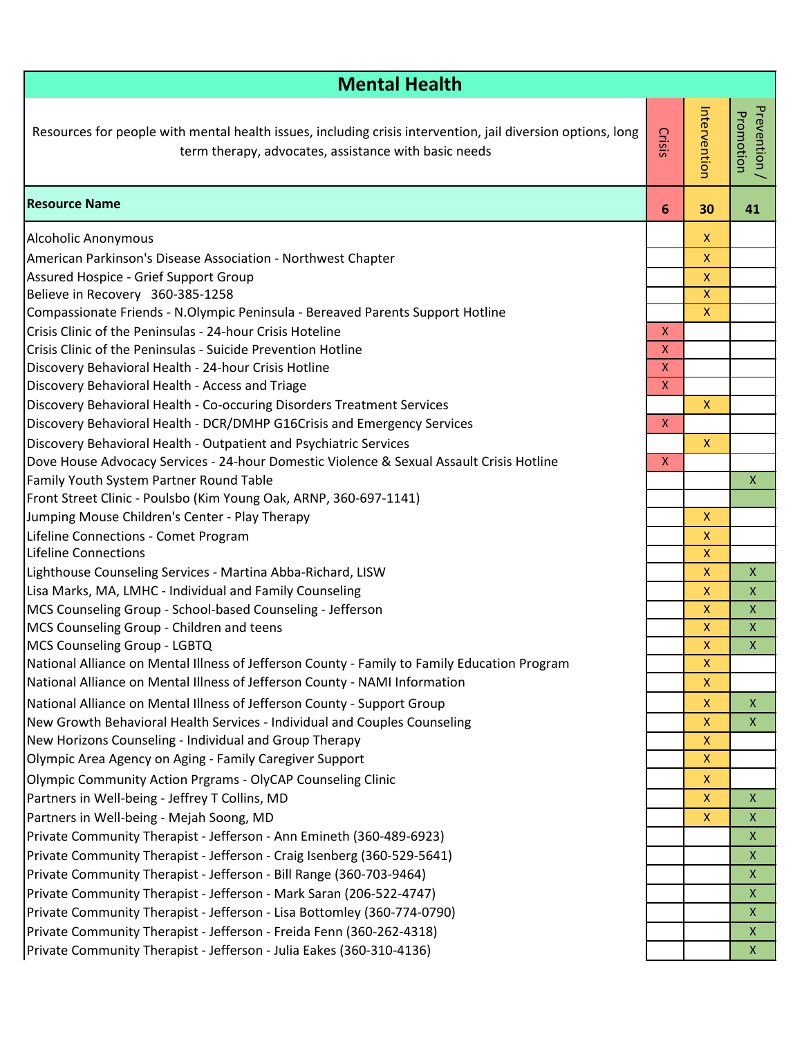# Mental Health

| Resources for people with mental health issues, including crisis intervention, jail diversion options, long term therapy, advocates, assistance with basic needs | Crisis | Intervention | Prevention / Promotion |
|---|---|---|---|
| **Resource Name** | **6** | **30** | **41** |
| Alcoholic Anonymous | | X | |
| American Parkinson's Disease Association - Northwest Chapter | | X | |
| Assured Hospice - Grief Support Group | | X | |
| Believe in Recovery 360-385-1258 | | X | |
| Compassionate Friends - N.Olympic Peninsula - Bereaved Parents Support Hotline | | X | |
| Crisis Clinic of the Peninsulas - 24-hour Crisis Hoteline | X | | |
| Crisis Clinic of the Peninsulas - Suicide Prevention Hotline | X | | |
| Discovery Behavioral Health - 24-hour Crisis Hotline | X | | |
| Discovery Behavioral Health - Access and Triage | X | | |
| Discovery Behavioral Health - Co-occuring Disorders Treatment Services | | X | |
| Discovery Behavioral Health - DCR/DMHP G16Crisis and Emergency Services | X | | |
| Discovery Behavioral Health - Outpatient and Psychiatric Services | | X | |
| Dove House Advocacy Services - 24-hour Domestic Violence & Sexual Assault Crisis Hotline | X | | |
| Family Youth System Partner Round Table | | | X |
| Front Street Clinic - Poulsbo (Kim Young Oak, ARNP, 360-697-1141) | | | |
| Jumping Mouse Children's Center - Play Therapy | | X | |
| Lifeline Connections - Comet Program | | X | |
| Lifeline Connections | | X | |
| Lighthouse Counseling Services - Martina Abba-Richard, LISW | | X | X |
| Lisa Marks, MA, LMHC - Individual and Family Counseling | | X | X |
| MCS Counseling Group - School-based Counseling - Jefferson | | X | X |
| MCS Counseling Group - Children and teens | | X | X |
| MCS Counseling Group - LGBTQ | | X | X |
| National Alliance on Mental Illness of Jefferson County - Family to Family Education Program | | X | |
| National Alliance on Mental Illness of Jefferson County - NAMI Information | | X | |
| National Alliance on Mental Illness of Jefferson County - Support Group | | X | X |
| New Growth Behavioral Health Services - Individual and Couples Counseling | | X | X |
| New Horizons Counseling - Individual and Group Therapy | | X | |
| Olympic Area Agency on Aging - Family Caregiver Support | | X | |
| Olympic Community Action Prgrams - OlyCAP Counseling Clinic | | X | |
| Partners in Well-being - Jeffrey T Collins, MD | | X | X |
| Partners in Well-being - Mejah Soong, MD | | X | X |
| Private Community Therapist - Jefferson - Ann Emineth (360-489-6923) | | | X |
| Private Community Therapist - Jefferson - Craig Isenberg (360-529-5641) | | | X |
| Private Community Therapist - Jefferson - Bill Range (360-703-9464) | | | X |
| Private Community Therapist - Jefferson - Mark Saran (206-522-4747) | | | X |
| Private Community Therapist - Jefferson - Lisa Bottomley (360-774-0790) | | | X |
| Private Community Therapist - Jefferson - Freida Fenn (360-262-4318) | | | X |
| Private Community Therapist - Jefferson - Julia Eakes (360-310-4136) | | | X |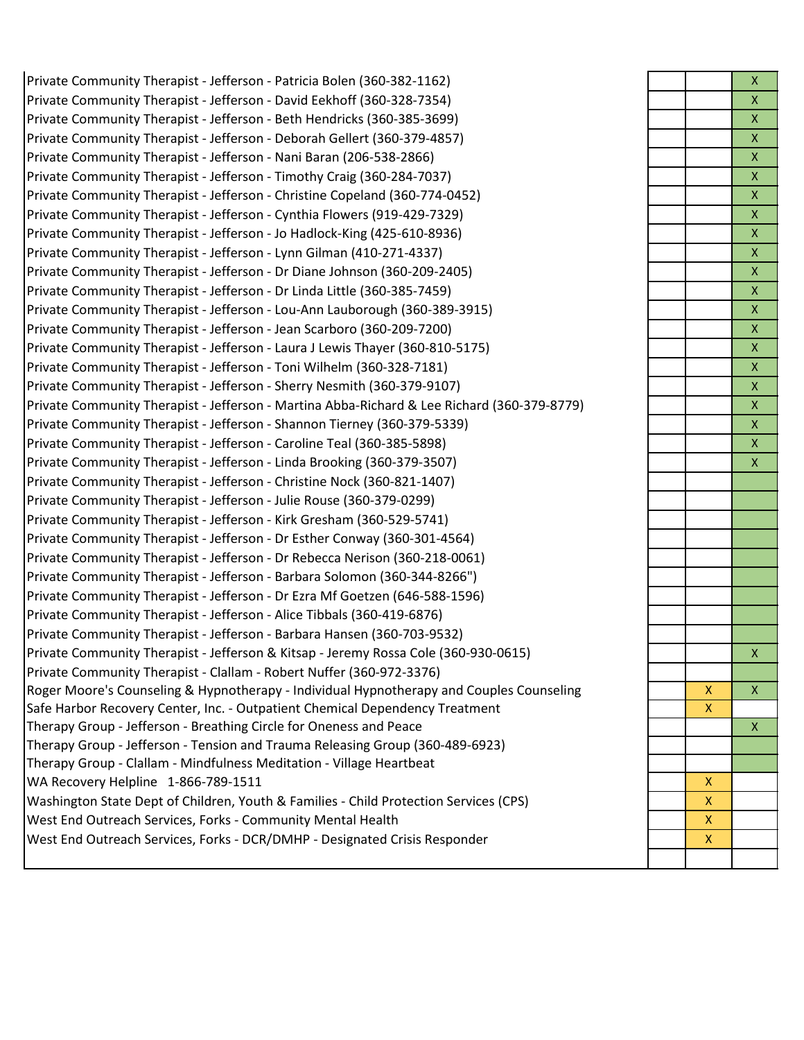| | | | |
|---|---|---|---|
| Private Community Therapist - Jefferson - Patricia Bolen (360-382-1162) | | | X |
| Private Community Therapist - Jefferson - David Eekhoff (360-328-7354) | | | X |
| Private Community Therapist - Jefferson - Beth Hendricks (360-385-3699) | | | X |
| Private Community Therapist - Jefferson - Deborah Gellert (360-379-4857) | | | X |
| Private Community Therapist - Jefferson - Nani Baran (206-538-2866) | | | X |
| Private Community Therapist - Jefferson - Timothy Craig (360-284-7037) | | | X |
| Private Community Therapist - Jefferson - Christine Copeland (360-774-0452) | | | X |
| Private Community Therapist - Jefferson - Cynthia Flowers (919-429-7329) | | | X |
| Private Community Therapist - Jefferson - Jo Hadlock-King (425-610-8936) | | | X |
| Private Community Therapist - Jefferson - Lynn Gilman (410-271-4337) | | | X |
| Private Community Therapist - Jefferson - Dr Diane Johnson (360-209-2405) | | | X |
| Private Community Therapist - Jefferson - Dr Linda Little (360-385-7459) | | | X |
| Private Community Therapist - Jefferson - Lou-Ann Lauborough (360-389-3915) | | | X |
| Private Community Therapist - Jefferson - Jean Scarboro (360-209-7200) | | | X |
| Private Community Therapist - Jefferson - Laura J Lewis Thayer (360-810-5175) | | | X |
| Private Community Therapist - Jefferson - Toni Wilhelm (360-328-7181) | | | X |
| Private Community Therapist - Jefferson - Sherry Nesmith (360-379-9107) | | | X |
| Private Community Therapist - Jefferson - Martina Abba-Richard & Lee Richard (360-379-8779) | | | X |
| Private Community Therapist - Jefferson - Shannon Tierney (360-379-5339) | | | X |
| Private Community Therapist - Jefferson - Caroline Teal (360-385-5898) | | | X |
| Private Community Therapist - Jefferson - Linda Brooking (360-379-3507) | | | X |
| Private Community Therapist - Jefferson - Christine Nock (360-821-1407) | | | |
| Private Community Therapist - Jefferson - Julie Rouse (360-379-0299) | | | |
| Private Community Therapist - Jefferson - Kirk Gresham (360-529-5741) | | | |
| Private Community Therapist - Jefferson - Dr Esther Conway (360-301-4564) | | | |
| Private Community Therapist - Jefferson - Dr Rebecca Nerison (360-218-0061) | | | |
| Private Community Therapist - Jefferson - Barbara Solomon (360-344-8266") | | | |
| Private Community Therapist - Jefferson - Dr Ezra Mf Goetzen (646-588-1596) | | | |
| Private Community Therapist - Jefferson - Alice Tibbals (360-419-6876) | | | |
| Private Community Therapist - Jefferson - Barbara Hansen (360-703-9532) | | | |
| Private Community Therapist - Jefferson & Kitsap - Jeremy Rossa Cole (360-930-0615) | | | X |
| Private Community Therapist - Clallam - Robert Nuffer (360-972-3376) | | | |
| Roger Moore's Counseling & Hypnotherapy - Individual Hypnotherapy and Couples Counseling | | X | X |
| Safe Harbor Recovery Center, Inc. - Outpatient Chemical Dependency Treatment | | X | |
| Therapy Group - Jefferson - Breathing Circle for Oneness and Peace | | | X |
| Therapy Group - Jefferson - Tension and Trauma Releasing Group (360-489-6923) | | | |
| Therapy Group - Clallam - Mindfulness Meditation - Village Heartbeat | | | |
| WA Recovery Helpline 1-866-789-1511 | | X | |
| Washington State Dept of Children, Youth & Families - Child Protection Services (CPS) | | X | |
| West End Outreach Services, Forks - Community Mental Health | | X | |
| West End Outreach Services, Forks - DCR/DMHP - Designated Crisis Responder | | X | |